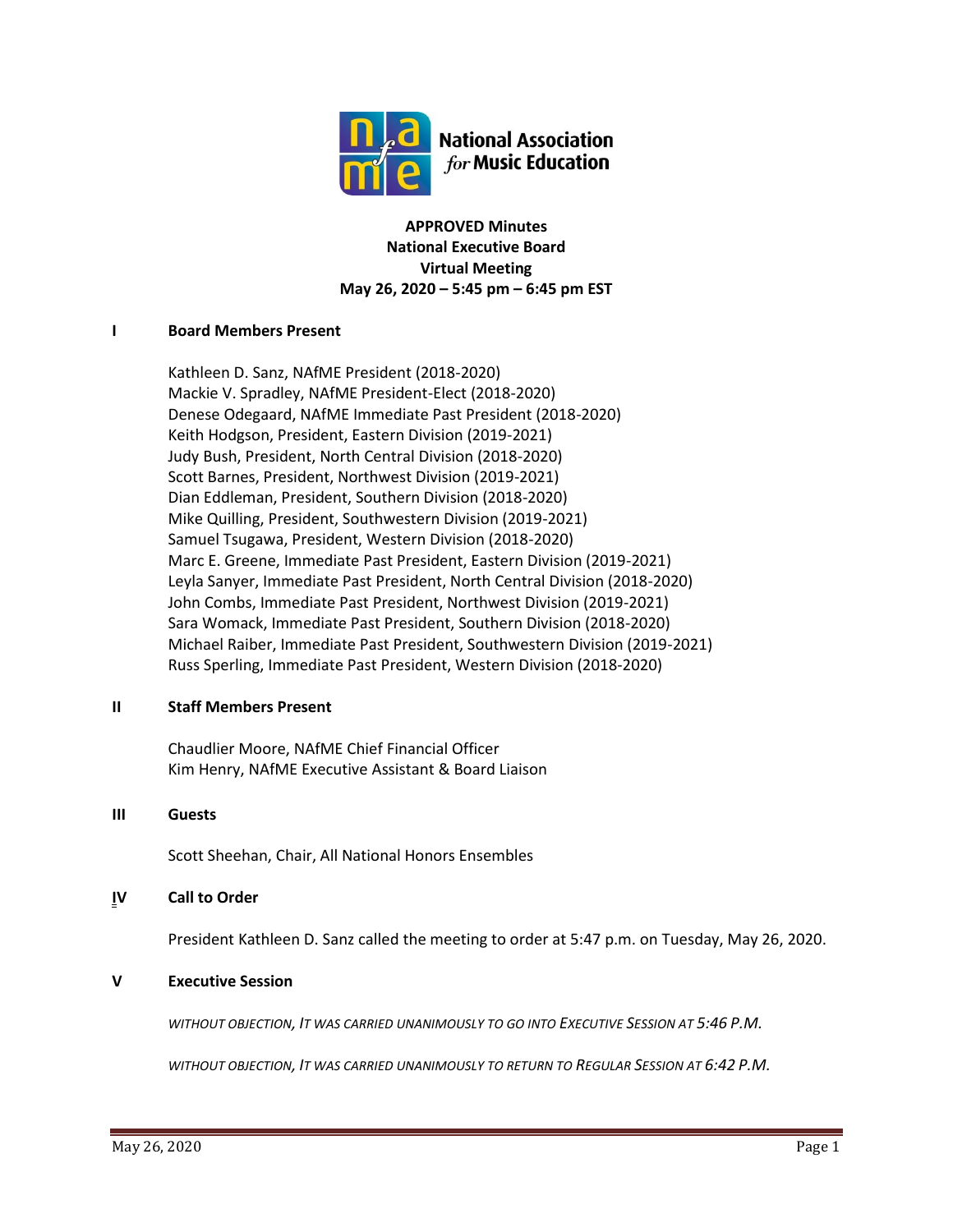**APPROVED Minutes**
**National Executive Board**
**Virtual Meeting**
**May 26, 2020 – 5:45 pm – 6:45 pm EST**

## I Board Members Present

Kathleen D. Sanz, NAfME President (2018-2020)
Mackie V. Spradley, NAfME President-Elect (2018-2020)
Denese Odegaard, NAfME Immediate Past President (2018-2020)
Keith Hodgson, President, Eastern Division (2019-2021)
Judy Bush, President, North Central Division (2018-2020)
Scott Barnes, President, Northwest Division (2019-2021)
Dian Eddleman, President, Southern Division (2018-2020)
Mike Quilling, President, Southwestern Division (2019-2021)
Samuel Tsugawa, President, Western Division (2018-2020)
Marc E. Greene, Immediate Past President, Eastern Division (2019-2021)
Leyla Sanyer, Immediate Past President, North Central Division (2018-2020)
John Combs, Immediate Past President, Northwest Division (2019-2021)
Sara Womack, Immediate Past President, Southern Division (2018-2020)
Michael Raiber, Immediate Past President, Southwestern Division (2019-2021)
Russ Sperling, Immediate Past President, Western Division (2018-2020)

## II Staff Members Present

Chaudlier Moore, NAfME Chief Financial Officer
Kim Henry, NAfME Executive Assistant & Board Liaison

## III Guests

Scott Sheehan, Chair, All National Honors Ensembles

## IV Call to Order

President Kathleen D. Sanz called the meeting to order at 5:47 p.m. on Tuesday, May 26, 2020.

## V Executive Session

*WITHOUT OBJECTION, IT WAS CARRIED UNANIMOUSLY TO GO INTO EXECUTIVE SESSION AT 5:46 P.M.*

*WITHOUT OBJECTION, IT WAS CARRIED UNANIMOUSLY TO RETURN TO REGULAR SESSION AT 6:42 P.M.*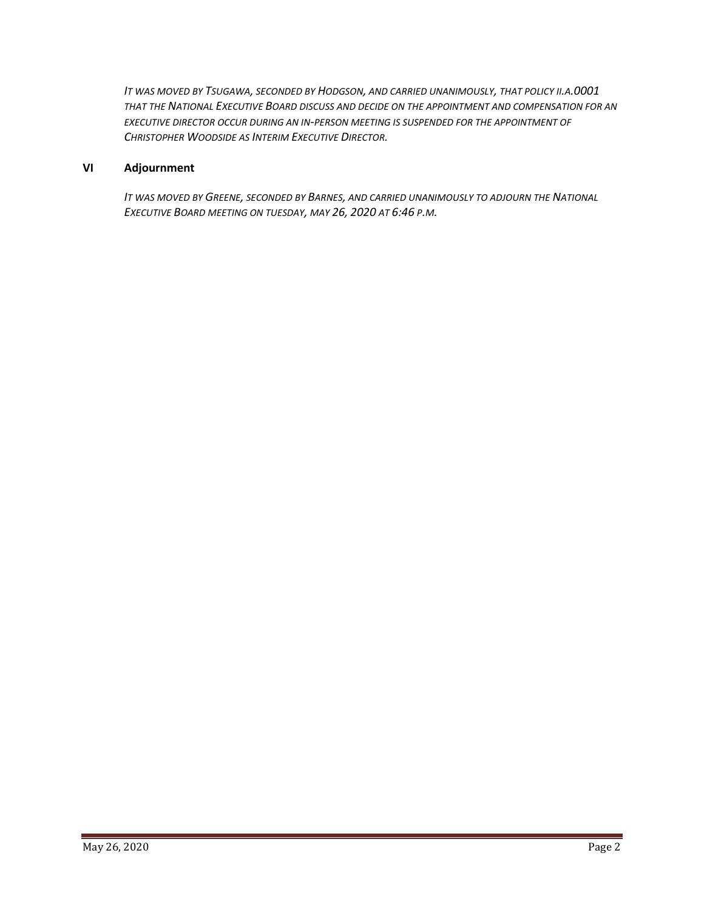*IT WAS MOVED BY TSUGAWA, SECONDED BY HODGSON, AND CARRIED UNANIMOUSLY, THAT POLICY II.A.0001 THAT THE NATIONAL EXECUTIVE BOARD DISCUSS AND DECIDE ON THE APPOINTMENT AND COMPENSATION FOR AN EXECUTIVE DIRECTOR OCCUR DURING AN IN-PERSON MEETING IS SUSPENDED FOR THE APPOINTMENT OF CHRISTOPHER WOODSIDE AS INTERIM EXECUTIVE DIRECTOR.*

## VI Adjournment

*IT WAS MOVED BY GREENE, SECONDED BY BARNES, AND CARRIED UNANIMOUSLY TO ADJOURN THE NATIONAL EXECUTIVE BOARD MEETING ON TUESDAY, MAY 26, 2020 AT 6:46 P.M.*